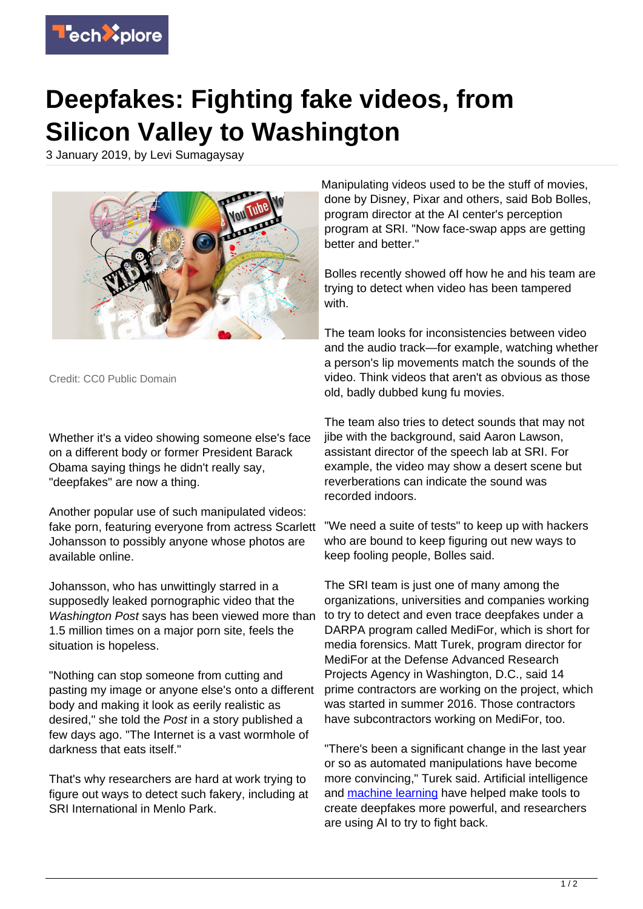# Deepfakes: Fighting fake videos, from Silicon Valley to Washington

3 January 2019, by Levi Sumagaysay

Credit: CC0 Public Domain

Whether it's a video showing someone else's face on a different body or former President Barack Obama saying things he didn't really say, "deepfakes" are now a thing.

Another popular use of such manipulated videos: fake porn, featuring everyone from actress Scarlett Johansson to possibly anyone whose photos are available online.

Johansson, who has unwittingly starred in a supposedly leaked pornographic video that the *Washington Post* says has been viewed more than 1.5 million times on a major porn site, feels the situation is hopeless.

"Nothing can stop someone from cutting and pasting my image or anyone else's onto a different body and making it look as eerily realistic as desired," she told the *Post* in a story published a few days ago. "The Internet is a vast wormhole of darkness that eats itself."

That's why researchers are hard at work trying to figure out ways to detect such fakery, including at SRI International in Menlo Park.

Manipulating videos used to be the stuff of movies, done by Disney, Pixar and others, said Bob Bolles, program director at the AI center's perception program at SRI. "Now face-swap apps are getting better and better."

Bolles recently showed off how he and his team are trying to detect when video has been tampered with.

The team looks for inconsistencies between video and the audio track—for example, watching whether a person's lip movements match the sounds of the video. Think videos that aren't as obvious as those old, badly dubbed kung fu movies.

The team also tries to detect sounds that may not jibe with the background, said Aaron Lawson, assistant director of the speech lab at SRI. For example, the video may show a desert scene but reverberations can indicate the sound was recorded indoors.

"We need a suite of tests" to keep up with hackers who are bound to keep figuring out new ways to keep fooling people, Bolles said.

The SRI team is just one of many among the organizations, universities and companies working to try to detect and even trace deepfakes under a DARPA program called MediFor, which is short for media forensics. Matt Turek, program director for MediFor at the Defense Advanced Research Projects Agency in Washington, D.C., said 14 prime contractors are working on the project, which was started in summer 2016. Those contractors have subcontractors working on MediFor, too.

"There's been a significant change in the last year or so as automated manipulations have become more convincing," Turek said. Artificial intelligence and machine learning have helped make tools to create deepfakes more powerful, and researchers are using AI to try to fight back.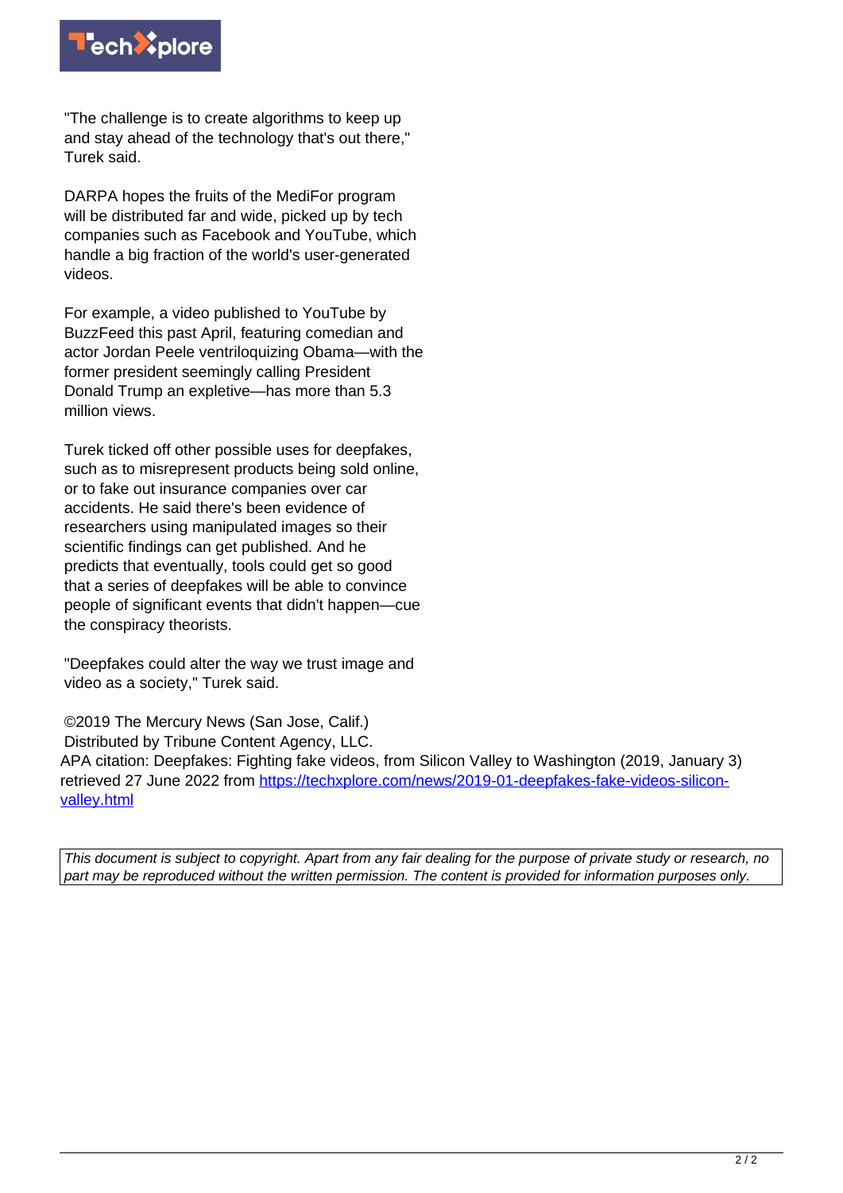"The challenge is to create algorithms to keep up and stay ahead of the technology that's out there," Turek said.

DARPA hopes the fruits of the MediFor program will be distributed far and wide, picked up by tech companies such as Facebook and YouTube, which handle a big fraction of the world's user-generated videos.

For example, a video published to YouTube by BuzzFeed this past April, featuring comedian and actor Jordan Peele ventriloquizing Obama—with the former president seemingly calling President Donald Trump an expletive—has more than 5.3 million views.

Turek ticked off other possible uses for deepfakes, such as to misrepresent products being sold online, or to fake out insurance companies over car accidents. He said there's been evidence of researchers using manipulated images so their scientific findings can get published. And he predicts that eventually, tools could get so good that a series of deepfakes will be able to convince people of significant events that didn't happen—cue the conspiracy theorists.

"Deepfakes could alter the way we trust image and video as a society," Turek said.

©2019 The Mercury News (San Jose, Calif.)
Distributed by Tribune Content Agency, LLC.

APA citation: Deepfakes: Fighting fake videos, from Silicon Valley to Washington (2019, January 3) retrieved 27 June 2022 from https://techxplore.com/news/2019-01-deepfakes-fake-videos-silicon-valley.html

*This document is subject to copyright. Apart from any fair dealing for the purpose of private study or research, no part may be reproduced without the written permission. The content is provided for information purposes only.*